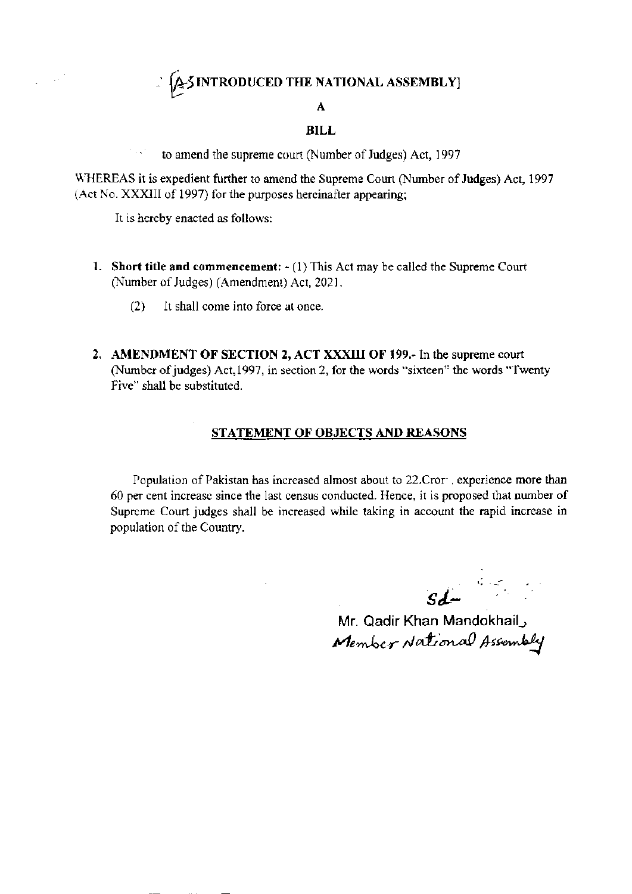# [AS INTRODUCED THE NATIONAL ASSEMBLY]

**A**

**BILL**

to amend the supreme court (Number of Judges) Act, 1997

WHEREAS it is expedient further to amend the Supreme Court (Number of Judges) Act, 1997 (Act No. XXXIII of 1997) for the purposes hereinafter appearing;

It is hereby enacted as follows:

1. **Short title and commencement:** - (1) This Act may be called the Supreme Court (Number of Judges) (Amendment) Act, 2021.

   (2) It shall come into force at once.

2. **AMENDMENT OF SECTION 2, ACT XXXIII OF 199.**- In the supreme court (Number of judges) Act, 1997, in section 2, for the words "sixteen" the words "Twenty Five" shall be substituted.

## STATEMENT OF OBJECTS AND REASONS

Population of Pakistan has increased almost about to 22.Cror , experience more than 60 per cent increase since the last census conducted. Hence, it is proposed that number of Supreme Court judges shall be increased while taking in account the rapid increase in population of the Country.

Sd-

Mr. Qadir Khan Mandokhail,
*Member National Assembly*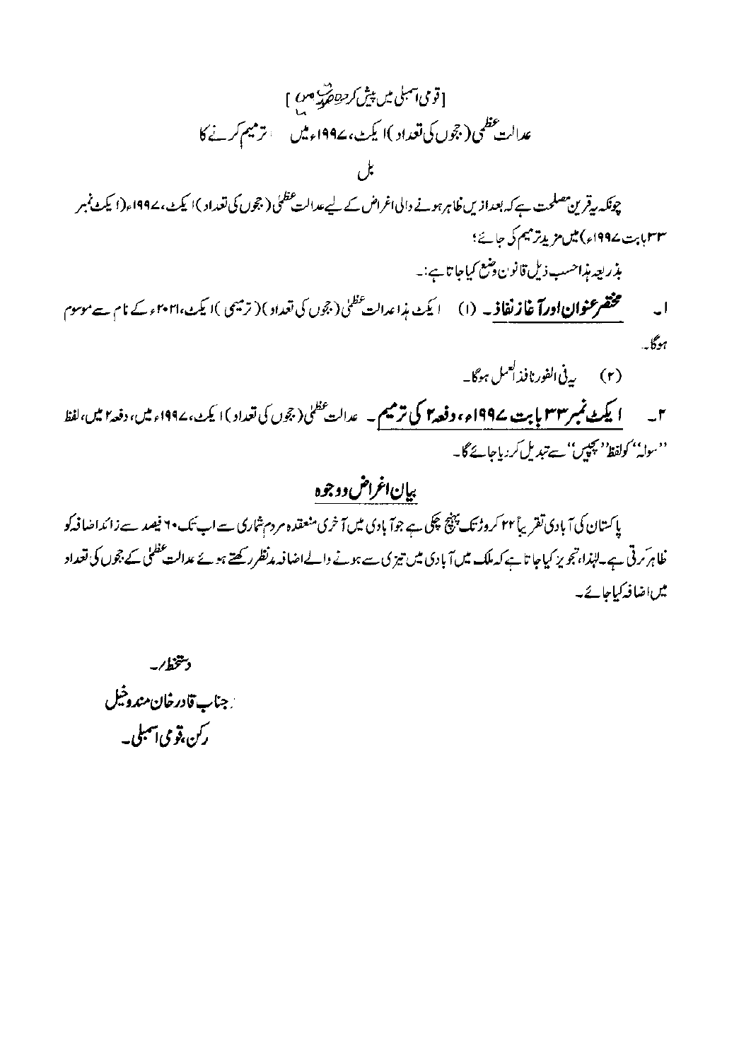[قومی اسمبلی میں پیش کردہ صورت میں]

عدالت عظمیٰ (ججوں کی تعداد) ایکٹ، ۱۹۹۷ء میں ترمیم کرنے کا

بل

چونکہ یہ قرین مصلحت ہے کہ بعدازیں ظاہر ہونے والی اغراض کے لیے عدالت عظمیٰ (ججوں کی تعداد) ایکٹ، ۱۹۹۷ء (ایکٹ نمبر ۳۳ بابت ۱۹۹۷ء) میں مزید ترمیم کی جائے؛

بذریعہ ہذا حسب ذیل قانون وضع کیا جاتا ہے:۔

۱۔ **مختصر عنوان اور آغاز نفاذ۔** (۱) ایکٹ ہذا عدالت عظمیٰ (ججوں کی تعداد) (ترمیمی) ایکٹ، ۲۰۲۱ء کے نام سے موسوم ہوگا۔

(۲) یہ فی الفور نافذ العمل ہوگا۔

۲۔ **ایکٹ نمبر ۳۳ بابت ۱۹۹۷ء، دفعہ ۲ کی ترمیم۔** عدالت عظمیٰ (ججوں کی تعداد) ایکٹ، ۱۹۹۷ء میں، دفعہ ۲ میں، لفظ ''سولہ'' کو لفظ ''پچیس'' سے تبدیل کر دیا جائے گا۔

## بیان اغراض و وجوہ

پاکستان کی آبادی تقریباً ۲۲ کروڑ تک پہنچ چکی ہے جو آبادی میں آخری منعقدہ مردم شماری سے اب تک ۶۰ فیصد سے زائد اضافہ کو ظاہر کرتی ہے۔ لہٰذا، تجویز کیا جاتا ہے کہ ملک میں آبادی میں تیزی سے ہونے والے اضافہ مدنظر رکھتے ہوئے عدالت عظمیٰ کے ججوں کی تعداد میں اضافہ کیا جائے۔

دستخط/۔

جناب قادر خان مندوخیل

رکن، قومی اسمبلی۔